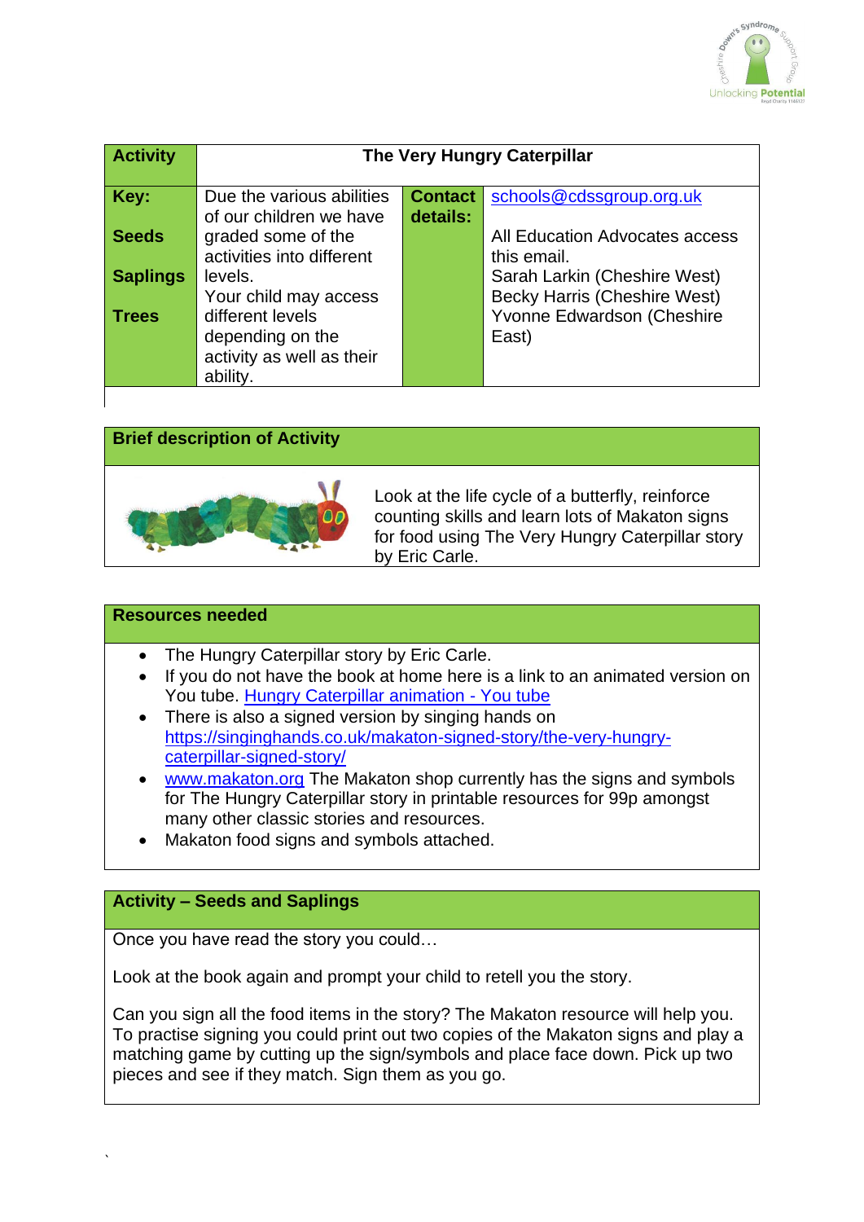| Activity | The Very Hungry Caterpillar | | |
|---|---|---|---|
| **Key:**<br><br>**Seeds**<br><br>**Saplings**<br><br>**Trees** | Due the various abilities of our children we have graded some of the activities into different levels.<br>Your child may access different levels depending on the activity as well as their ability. | **Contact details:** | schools@cdssgroup.org.uk<br><br>All Education Advocates access this email.<br>Sarah Larkin (Cheshire West)<br>Becky Harris (Cheshire West)<br>Yvonne Edwardson (Cheshire East) |

## Brief description of Activity

Look at the life cycle of a butterfly, reinforce counting skills and learn lots of Makaton signs for food using The Very Hungry Caterpillar story by Eric Carle.

## Resources needed

- The Hungry Caterpillar story by Eric Carle.
- If you do not have the book at home here is a link to an animated version on You tube. Hungry Caterpillar animation - You tube
- There is also a signed version by singing hands on https://singinghands.co.uk/makaton-signed-story/the-very-hungry-caterpillar-signed-story/
- www.makaton.org The Makaton shop currently has the signs and symbols for The Hungry Caterpillar story in printable resources for 99p amongst many other classic stories and resources.
- Makaton food signs and symbols attached.

## Activity – Seeds and Saplings

Once you have read the story you could…

Look at the book again and prompt your child to retell you the story.

Can you sign all the food items in the story? The Makaton resource will help you. To practise signing you could print out two copies of the Makaton signs and play a matching game by cutting up the sign/symbols and place face down. Pick up two pieces and see if they match. Sign them as you go.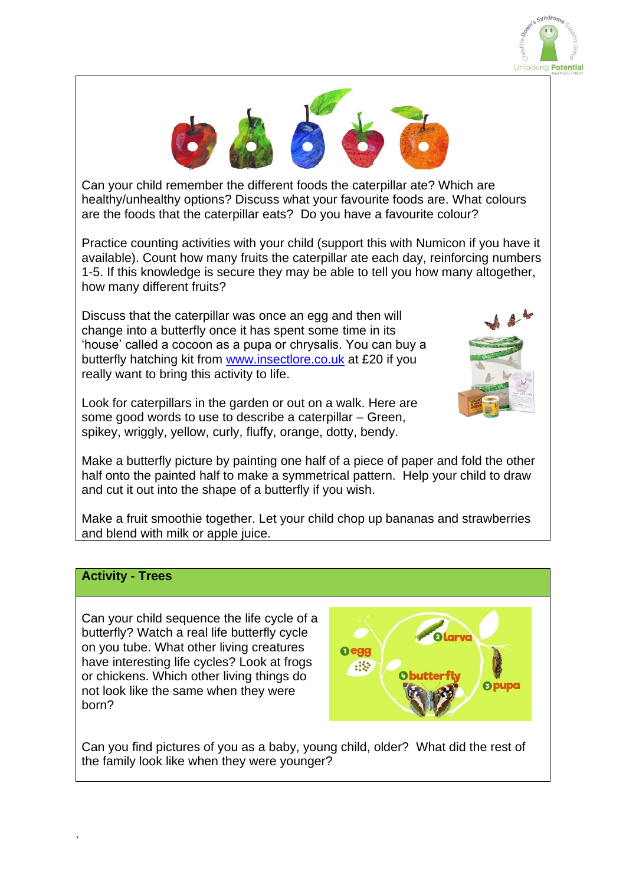Can your child remember the different foods the caterpillar ate? Which are healthy/unhealthy options? Discuss what your favourite foods are. What colours are the foods that the caterpillar eats? Do you have a favourite colour?

Practice counting activities with your child (support this with Numicon if you have it available). Count how many fruits the caterpillar ate each day, reinforcing numbers 1-5. If this knowledge is secure they may be able to tell you how many altogether, how many different fruits?

Discuss that the caterpillar was once an egg and then will change into a butterfly once it has spent some time in its 'house' called a cocoon as a pupa or chrysalis. You can buy a butterfly hatching kit from [www.insectlore.co.uk](http://www.insectlore.co.uk) at £20 if you really want to bring this activity to life.

Look for caterpillars in the garden or out on a walk. Here are some good words to use to describe a caterpillar – Green, spikey, wriggly, yellow, curly, fluffy, orange, dotty, bendy.

Make a butterfly picture by painting one half of a piece of paper and fold the other half onto the painted half to make a symmetrical pattern. Help your child to draw and cut it out into the shape of a butterfly if you wish.

Make a fruit smoothie together. Let your child chop up bananas and strawberries and blend with milk or apple juice.

## Activity - Trees

Can your child sequence the life cycle of a butterfly? Watch a real life butterfly cycle on you tube. What other living creatures have interesting life cycles? Look at frogs or chickens. Which other living things do not look like the same when they were born?

Can you find pictures of you as a baby, young child, older? What did the rest of the family look like when they were younger?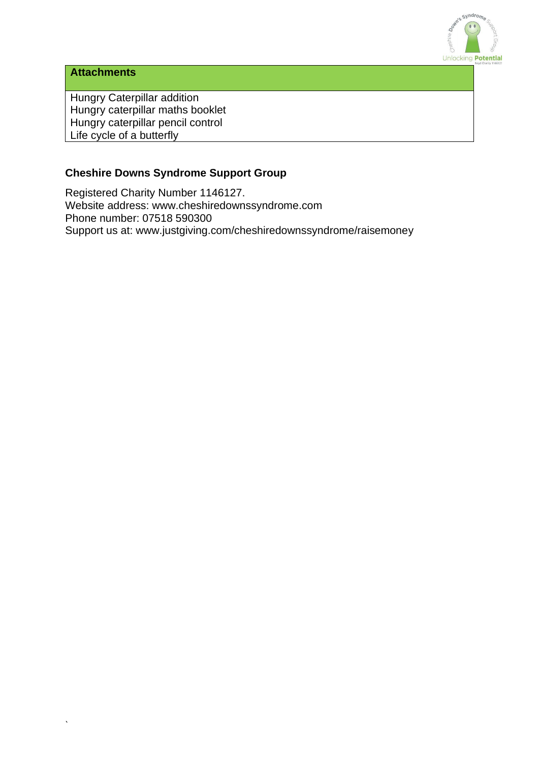| Attachments |
| --- |
| Hungry Caterpillar addition<br>Hungry caterpillar maths booklet<br>Hungry caterpillar pencil control<br>Life cycle of a butterfly |

**Cheshire Downs Syndrome Support Group**

Registered Charity Number 1146127.
Website address: www.cheshiredownssyndrome.com
Phone number: 07518 590300
Support us at: www.justgiving.com/cheshiredownssyndrome/raisemoney